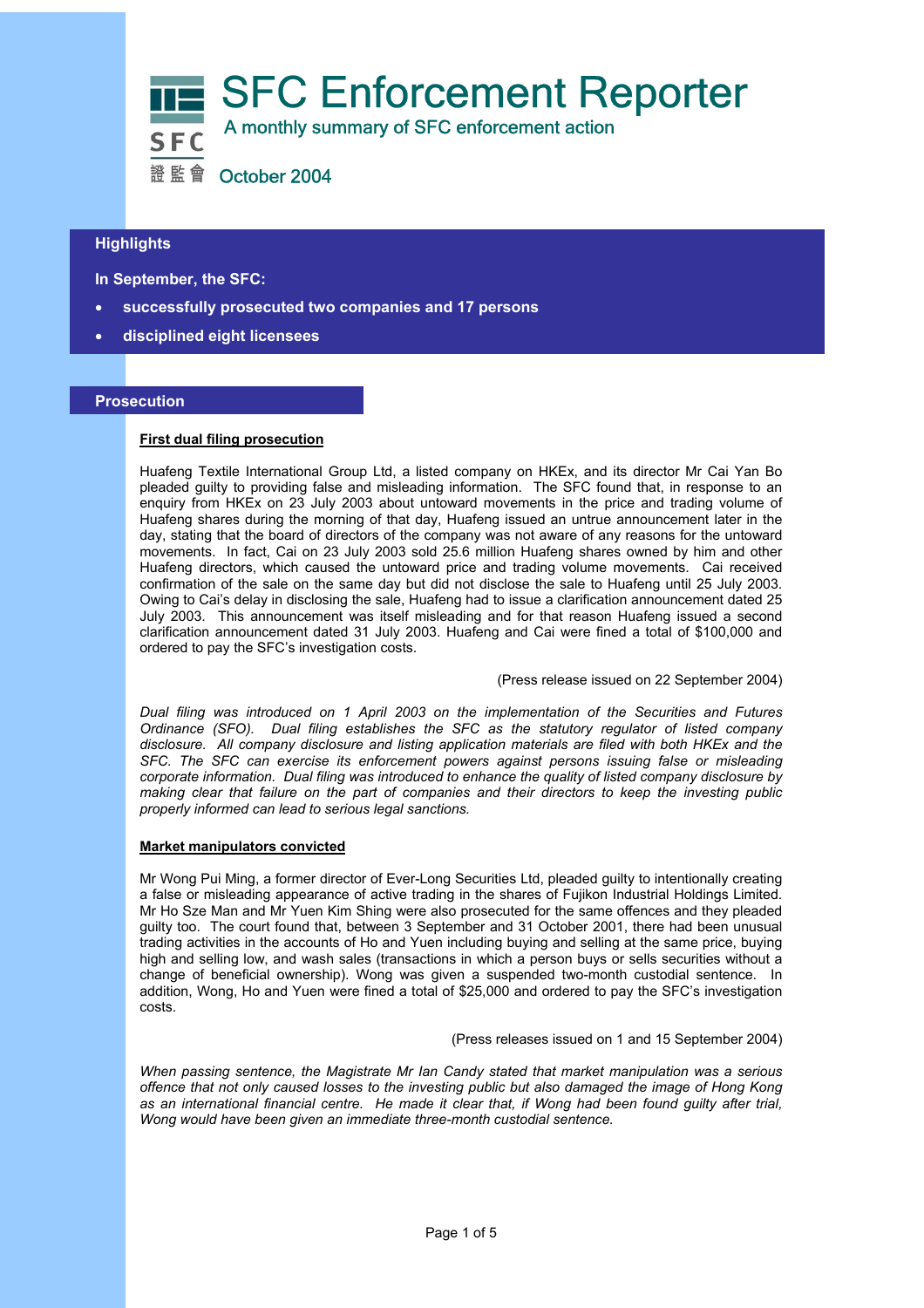# SFC Enforcement Reporter

A monthly summary of SFC enforcement action

SFC 證監會

October 2004

## Highlights

**In September, the SFC:**

- **successfully prosecuted two companies and 17 persons**
- **disciplined eight licensees**

## Prosecution

### First dual filing prosecution

Huafeng Textile International Group Ltd, a listed company on HKEx, and its director Mr Cai Yan Bo pleaded guilty to providing false and misleading information. The SFC found that, in response to an enquiry from HKEx on 23 July 2003 about untoward movements in the price and trading volume of Huafeng shares during the morning of that day, Huafeng issued an untrue announcement later in the day, stating that the board of directors of the company was not aware of any reasons for the untoward movements. In fact, Cai on 23 July 2003 sold 25.6 million Huafeng shares owned by him and other Huafeng directors, which caused the untoward price and trading volume movements. Cai received confirmation of the sale on the same day but did not disclose the sale to Huafeng until 25 July 2003. Owing to Cai's delay in disclosing the sale, Huafeng had to issue a clarification announcement dated 25 July 2003. This announcement was itself misleading and for that reason Huafeng issued a second clarification announcement dated 31 July 2003. Huafeng and Cai were fined a total of $100,000 and ordered to pay the SFC's investigation costs.

(Press release issued on 22 September 2004)

*Dual filing was introduced on 1 April 2003 on the implementation of the Securities and Futures Ordinance (SFO). Dual filing establishes the SFC as the statutory regulator of listed company disclosure. All company disclosure and listing application materials are filed with both HKEx and the SFC. The SFC can exercise its enforcement powers against persons issuing false or misleading corporate information. Dual filing was introduced to enhance the quality of listed company disclosure by making clear that failure on the part of companies and their directors to keep the investing public properly informed can lead to serious legal sanctions.*

### Market manipulators convicted

Mr Wong Pui Ming, a former director of Ever-Long Securities Ltd, pleaded guilty to intentionally creating a false or misleading appearance of active trading in the shares of Fujikon Industrial Holdings Limited. Mr Ho Sze Man and Mr Yuen Kim Shing were also prosecuted for the same offences and they pleaded guilty too. The court found that, between 3 September and 31 October 2001, there had been unusual trading activities in the accounts of Ho and Yuen including buying and selling at the same price, buying high and selling low, and wash sales (transactions in which a person buys or sells securities without a change of beneficial ownership). Wong was given a suspended two-month custodial sentence. In addition, Wong, Ho and Yuen were fined a total of $25,000 and ordered to pay the SFC's investigation costs.

(Press releases issued on 1 and 15 September 2004)

*When passing sentence, the Magistrate Mr Ian Candy stated that market manipulation was a serious offence that not only caused losses to the investing public but also damaged the image of Hong Kong as an international financial centre. He made it clear that, if Wong had been found guilty after trial, Wong would have been given an immediate three-month custodial sentence.*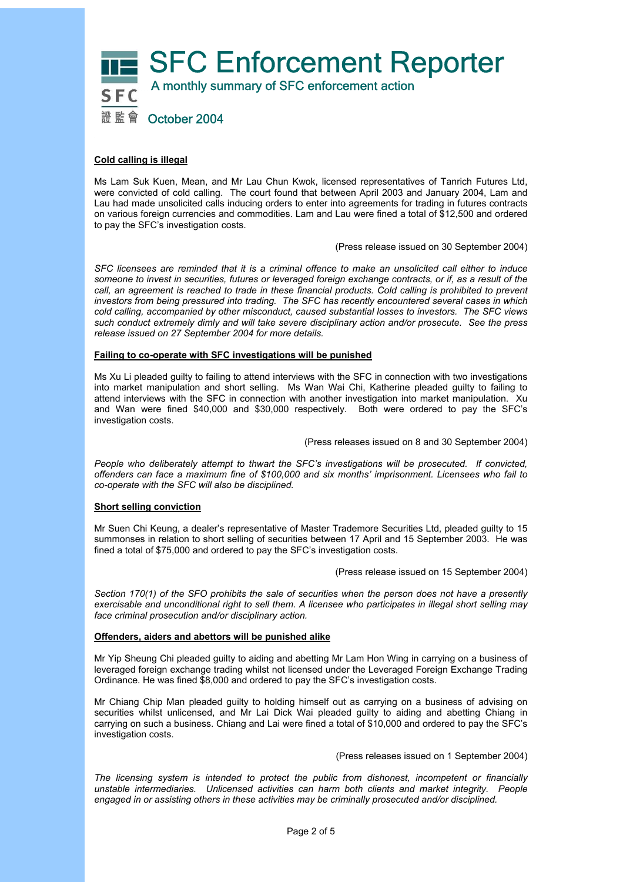# SFC Enforcement Reporter

A monthly summary of SFC enforcement action

October 2004

**Cold calling is illegal**

Ms Lam Suk Kuen, Mean, and Mr Lau Chun Kwok, licensed representatives of Tanrich Futures Ltd, were convicted of cold calling. The court found that between April 2003 and January 2004, Lam and Lau had made unsolicited calls inducing orders to enter into agreements for trading in futures contracts on various foreign currencies and commodities. Lam and Lau were fined a total of $12,500 and ordered to pay the SFC's investigation costs.

(Press release issued on 30 September 2004)

*SFC licensees are reminded that it is a criminal offence to make an unsolicited call either to induce someone to invest in securities, futures or leveraged foreign exchange contracts, or if, as a result of the call, an agreement is reached to trade in these financial products. Cold calling is prohibited to prevent investors from being pressured into trading. The SFC has recently encountered several cases in which cold calling, accompanied by other misconduct, caused substantial losses to investors. The SFC views such conduct extremely dimly and will take severe disciplinary action and/or prosecute. See the press release issued on 27 September 2004 for more details.*

**Failing to co-operate with SFC investigations will be punished**

Ms Xu Li pleaded guilty to failing to attend interviews with the SFC in connection with two investigations into market manipulation and short selling. Ms Wan Wai Chi, Katherine pleaded guilty to failing to attend interviews with the SFC in connection with another investigation into market manipulation. Xu and Wan were fined $40,000 and $30,000 respectively. Both were ordered to pay the SFC's investigation costs.

(Press releases issued on 8 and 30 September 2004)

*People who deliberately attempt to thwart the SFC's investigations will be prosecuted. If convicted, offenders can face a maximum fine of $100,000 and six months' imprisonment. Licensees who fail to co-operate with the SFC will also be disciplined.*

**Short selling conviction**

Mr Suen Chi Keung, a dealer's representative of Master Trademore Securities Ltd, pleaded guilty to 15 summonses in relation to short selling of securities between 17 April and 15 September 2003. He was fined a total of $75,000 and ordered to pay the SFC's investigation costs.

(Press release issued on 15 September 2004)

*Section 170(1) of the SFO prohibits the sale of securities when the person does not have a presently exercisable and unconditional right to sell them. A licensee who participates in illegal short selling may face criminal prosecution and/or disciplinary action.*

**Offenders, aiders and abettors will be punished alike**

Mr Yip Sheung Chi pleaded guilty to aiding and abetting Mr Lam Hon Wing in carrying on a business of leveraged foreign exchange trading whilst not licensed under the Leveraged Foreign Exchange Trading Ordinance. He was fined $8,000 and ordered to pay the SFC's investigation costs.

Mr Chiang Chip Man pleaded guilty to holding himself out as carrying on a business of advising on securities whilst unlicensed, and Mr Lai Dick Wai pleaded guilty to aiding and abetting Chiang in carrying on such a business. Chiang and Lai were fined a total of $10,000 and ordered to pay the SFC's investigation costs.

(Press releases issued on 1 September 2004)

*The licensing system is intended to protect the public from dishonest, incompetent or financially unstable intermediaries. Unlicensed activities can harm both clients and market integrity. People engaged in or assisting others in these activities may be criminally prosecuted and/or disciplined.*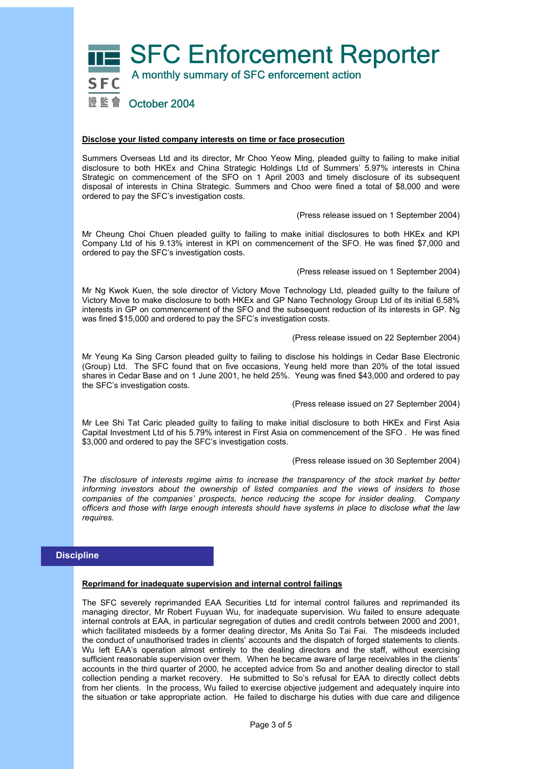# SFC Enforcement Reporter

A monthly summary of SFC enforcement action

October 2004

**Disclose your listed company interests on time or face prosecution**

Summers Overseas Ltd and its director, Mr Choo Yeow Ming, pleaded guilty to failing to make initial disclosure to both HKEx and China Strategic Holdings Ltd of Summers' 5.97% interests in China Strategic on commencement of the SFO on 1 April 2003 and timely disclosure of its subsequent disposal of interests in China Strategic. Summers and Choo were fined a total of $8,000 and were ordered to pay the SFC's investigation costs.

(Press release issued on 1 September 2004)

Mr Cheung Choi Chuen pleaded guilty to failing to make initial disclosures to both HKEx and KPI Company Ltd of his 9.13% interest in KPI on commencement of the SFO. He was fined $7,000 and ordered to pay the SFC's investigation costs.

(Press release issued on 1 September 2004)

Mr Ng Kwok Kuen, the sole director of Victory Move Technology Ltd, pleaded guilty to the failure of Victory Move to make disclosure to both HKEx and GP Nano Technology Group Ltd of its initial 6.58% interests in GP on commencement of the SFO and the subsequent reduction of its interests in GP. Ng was fined $15,000 and ordered to pay the SFC's investigation costs.

(Press release issued on 22 September 2004)

Mr Yeung Ka Sing Carson pleaded guilty to failing to disclose his holdings in Cedar Base Electronic (Group) Ltd. The SFC found that on five occasions, Yeung held more than 20% of the total issued shares in Cedar Base and on 1 June 2001, he held 25%. Yeung was fined $43,000 and ordered to pay the SFC's investigation costs.

(Press release issued on 27 September 2004)

Mr Lee Shi Tat Caric pleaded guilty to failing to make initial disclosure to both HKEx and First Asia Capital Investment Ltd of his 5.79% interest in First Asia on commencement of the SFO . He was fined $3,000 and ordered to pay the SFC's investigation costs.

(Press release issued on 30 September 2004)

*The disclosure of interests regime aims to increase the transparency of the stock market by better informing investors about the ownership of listed companies and the views of insiders to those companies of the companies' prospects, hence reducing the scope for insider dealing. Company officers and those with large enough interests should have systems in place to disclose what the law requires.*

## Discipline

**Reprimand for inadequate supervision and internal control failings**

The SFC severely reprimanded EAA Securities Ltd for internal control failures and reprimanded its managing director, Mr Robert Fuyuan Wu, for inadequate supervision. Wu failed to ensure adequate internal controls at EAA, in particular segregation of duties and credit controls between 2000 and 2001, which facilitated misdeeds by a former dealing director, Ms Anita So Tai Fai. The misdeeds included the conduct of unauthorised trades in clients' accounts and the dispatch of forged statements to clients. Wu left EAA's operation almost entirely to the dealing directors and the staff, without exercising sufficient reasonable supervision over them. When he became aware of large receivables in the clients' accounts in the third quarter of 2000, he accepted advice from So and another dealing director to stall collection pending a market recovery. He submitted to So's refusal for EAA to directly collect debts from her clients. In the process, Wu failed to exercise objective judgement and adequately inquire into the situation or take appropriate action. He failed to discharge his duties with due care and diligence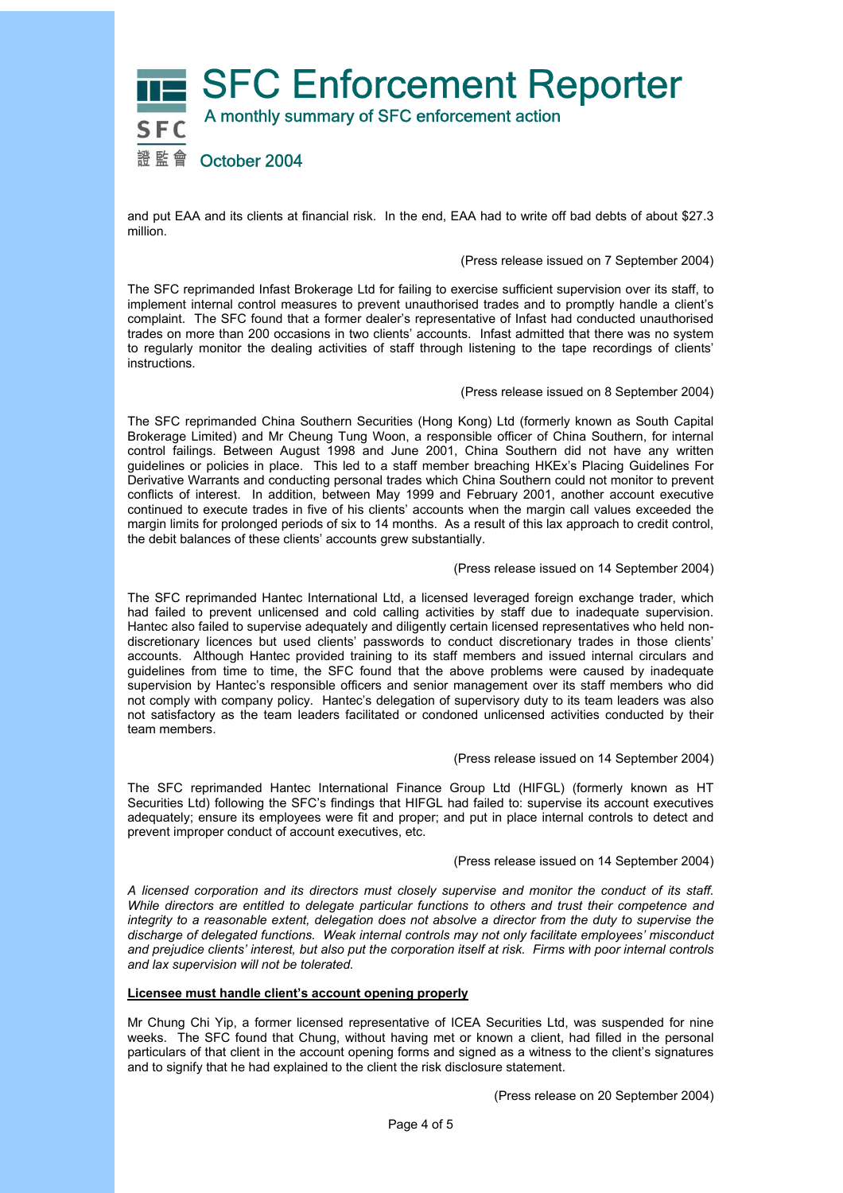and put EAA and its clients at financial risk. In the end, EAA had to write off bad debts of about $27.3 million.

(Press release issued on 7 September 2004)

The SFC reprimanded Infast Brokerage Ltd for failing to exercise sufficient supervision over its staff, to implement internal control measures to prevent unauthorised trades and to promptly handle a client's complaint. The SFC found that a former dealer's representative of Infast had conducted unauthorised trades on more than 200 occasions in two clients' accounts. Infast admitted that there was no system to regularly monitor the dealing activities of staff through listening to the tape recordings of clients' instructions.

(Press release issued on 8 September 2004)

The SFC reprimanded China Southern Securities (Hong Kong) Ltd (formerly known as South Capital Brokerage Limited) and Mr Cheung Tung Woon, a responsible officer of China Southern, for internal control failings. Between August 1998 and June 2001, China Southern did not have any written guidelines or policies in place. This led to a staff member breaching HKEx's Placing Guidelines For Derivative Warrants and conducting personal trades which China Southern could not monitor to prevent conflicts of interest. In addition, between May 1999 and February 2001, another account executive continued to execute trades in five of his clients' accounts when the margin call values exceeded the margin limits for prolonged periods of six to 14 months. As a result of this lax approach to credit control, the debit balances of these clients' accounts grew substantially.

(Press release issued on 14 September 2004)

The SFC reprimanded Hantec International Ltd, a licensed leveraged foreign exchange trader, which had failed to prevent unlicensed and cold calling activities by staff due to inadequate supervision. Hantec also failed to supervise adequately and diligently certain licensed representatives who held non-discretionary licences but used clients' passwords to conduct discretionary trades in those clients' accounts. Although Hantec provided training to its staff members and issued internal circulars and guidelines from time to time, the SFC found that the above problems were caused by inadequate supervision by Hantec's responsible officers and senior management over its staff members who did not comply with company policy. Hantec's delegation of supervisory duty to its team leaders was also not satisfactory as the team leaders facilitated or condoned unlicensed activities conducted by their team members.

(Press release issued on 14 September 2004)

The SFC reprimanded Hantec International Finance Group Ltd (HIFGL) (formerly known as HT Securities Ltd) following the SFC's findings that HIFGL had failed to: supervise its account executives adequately; ensure its employees were fit and proper; and put in place internal controls to detect and prevent improper conduct of account executives, etc.

(Press release issued on 14 September 2004)

*A licensed corporation and its directors must closely supervise and monitor the conduct of its staff. While directors are entitled to delegate particular functions to others and trust their competence and integrity to a reasonable extent, delegation does not absolve a director from the duty to supervise the discharge of delegated functions. Weak internal controls may not only facilitate employees' misconduct and prejudice clients' interest, but also put the corporation itself at risk. Firms with poor internal controls and lax supervision will not be tolerated.*

**Licensee must handle client's account opening properly**

Mr Chung Chi Yip, a former licensed representative of ICEA Securities Ltd, was suspended for nine weeks. The SFC found that Chung, without having met or known a client, had filled in the personal particulars of that client in the account opening forms and signed as a witness to the client's signatures and to signify that he had explained to the client the risk disclosure statement.

(Press release on 20 September 2004)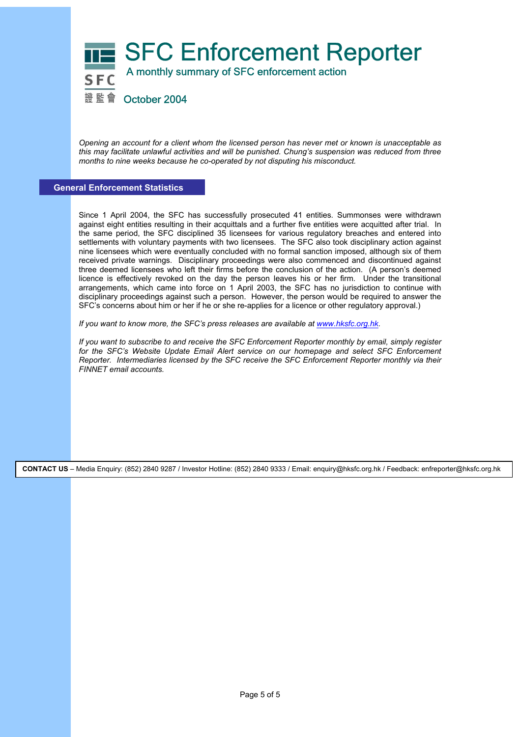# SFC Enforcement Reporter

A monthly summary of SFC enforcement action

October 2004

*Opening an account for a client whom the licensed person has never met or known is unacceptable as this may facilitate unlawful activities and will be punished. Chung's suspension was reduced from three months to nine weeks because he co-operated by not disputing his misconduct.*

## General Enforcement Statistics

Since 1 April 2004, the SFC has successfully prosecuted 41 entities. Summonses were withdrawn against eight entities resulting in their acquittals and a further five entities were acquitted after trial. In the same period, the SFC disciplined 35 licensees for various regulatory breaches and entered into settlements with voluntary payments with two licensees. The SFC also took disciplinary action against nine licensees which were eventually concluded with no formal sanction imposed, although six of them received private warnings. Disciplinary proceedings were also commenced and discontinued against three deemed licensees who left their firms before the conclusion of the action. (A person's deemed licence is effectively revoked on the day the person leaves his or her firm. Under the transitional arrangements, which came into force on 1 April 2003, the SFC has no jurisdiction to continue with disciplinary proceedings against such a person. However, the person would be required to answer the SFC's concerns about him or her if he or she re-applies for a licence or other regulatory approval.)

*If you want to know more, the SFC's press releases are available at www.hksfc.org.hk.*

*If you want to subscribe to and receive the SFC Enforcement Reporter monthly by email, simply register for the SFC's Website Update Email Alert service on our homepage and select SFC Enforcement Reporter. Intermediaries licensed by the SFC receive the SFC Enforcement Reporter monthly via their FINNET email accounts.*

**CONTACT US** – Media Enquiry: (852) 2840 9287 / Investor Hotline: (852) 2840 9333 / Email: enquiry@hksfc.org.hk / Feedback: enfreporter@hksfc.org.hk